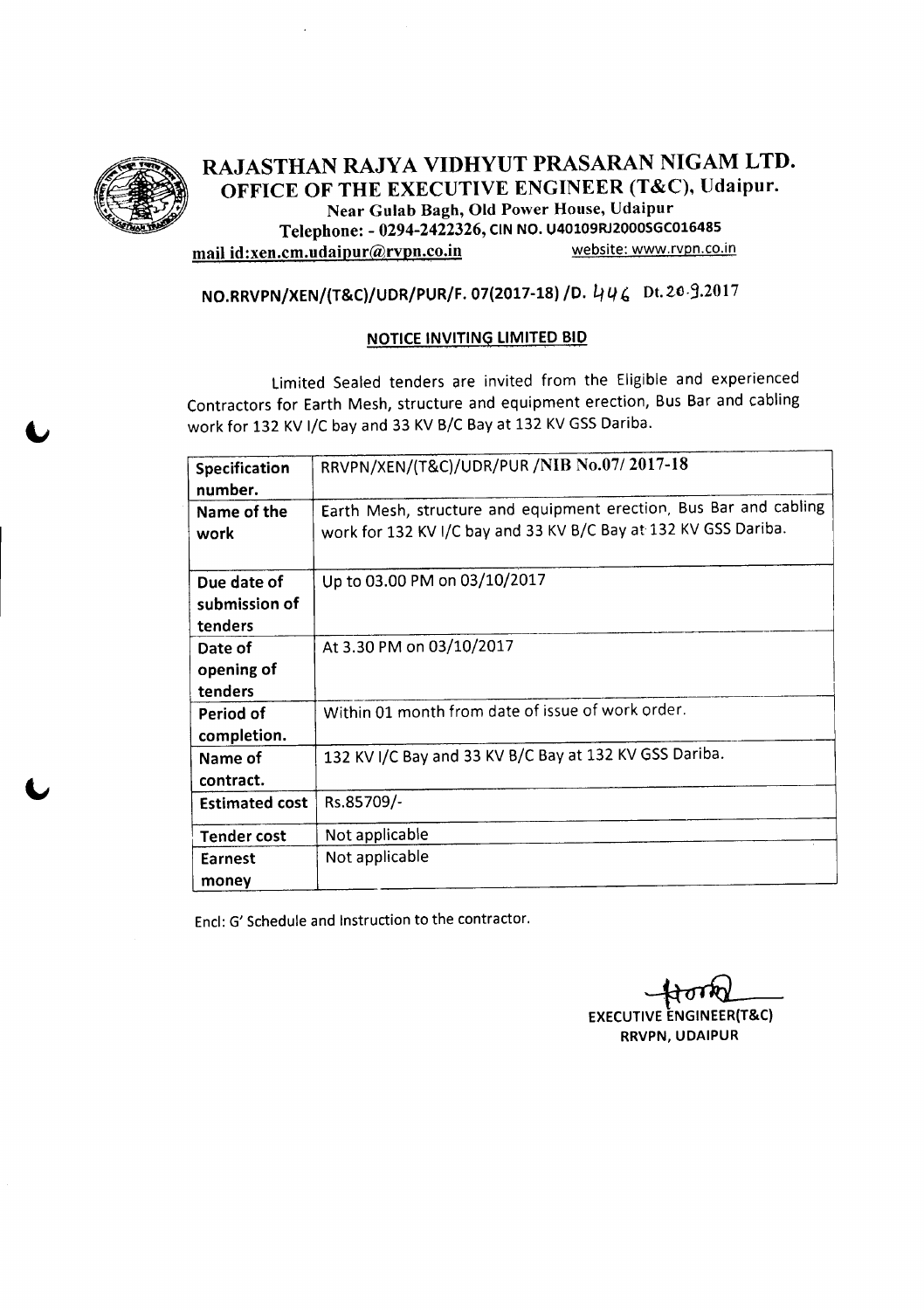# RAJASTHAN RAJYA VIDHYUT PRASARAN NIGAM LTD.

## OFFICE OF THE EXECUTIVE ENGINEER (T&C), Udaipur.

Near Gulab Bagh, Old Power House, Udaipur

Telephone: - 0294-2422326, CIN NO. U40109RJ2000SGC016485

mail id:xen.cm.udaipur@rvpn.co.in website: www.rvpn.co.in

**NO.RRVPN/XEN/(T&C)/UDR/PUR/F. 07(2017-18) /D. 446 Dt. 20.9.2017**

**NOTICE INVITING LIMITED BID**

Limited Sealed tenders are invited from the Eligible and experienced Contractors for Earth Mesh, structure and equipment erection, Bus Bar and cabling work for 132 KV I/C bay and 33 KV B/C Bay at 132 KV GSS Dariba.

| Specification number. | RRVPN/XEN/(T&C)/UDR/PUR /NIB No.07/ 2017-18 |
|---|---|
| Name of the work | Earth Mesh, structure and equipment erection, Bus Bar and cabling work for 132 KV I/C bay and 33 KV B/C Bay at 132 KV GSS Dariba. |
| Due date of submission of tenders | Up to 03.00 PM on 03/10/2017 |
| Date of opening of tenders | At 3.30 PM on 03/10/2017 |
| Period of completion. | Within 01 month from date of issue of work order. |
| Name of contract. | 132 KV I/C Bay and 33 KV B/C Bay at 132 KV GSS Dariba. |
| Estimated cost | Rs.85709/- |
| Tender cost | Not applicable |
| Earnest money | Not applicable |

Encl: G' Schedule and Instruction to the contractor.

EXECUTIVE ENGINEER(T&C)
RRVPN, UDAIPUR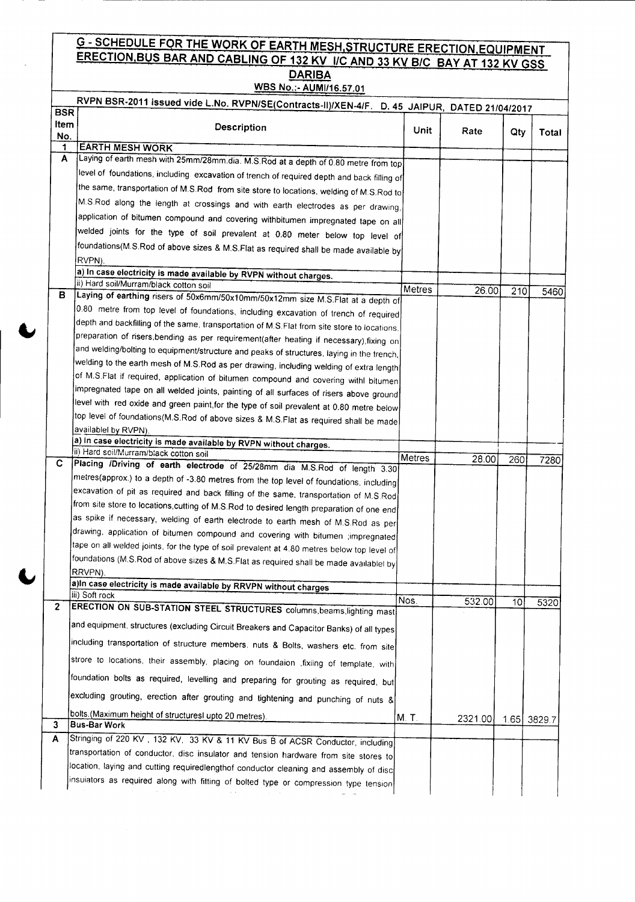# G - SCHEDULE FOR THE WORK OF EARTH MESH,STRUCTURE ERECTION,EQUIPMENT ERECTION,BUS BAR AND CABLING OF 132 KV I/C AND 33 KV B/C BAY AT 132 KV GSS DARIBA

**WBS No.:- AUMI/16.57.01**

**RVPN BSR-2011 issued vide L.No. RVPN/SE(Contracts-II)/XEN-4/F. D. 45 JAIPUR, DATED 21/04/2017**

| BSR Item No. | Description | Unit | Rate | Qty | Total |
|---|---|---|---|---|---|
| 1 | **EARTH MESH WORK** | | | | |
| A | Laying of earth mesh with 25mm/28mm.dia. M.S.Rod at a depth of 0.80 metre from top level of foundations, including excavation of trench of required depth and back filling of the same, transportation of M.S.Rod from site store to locations, welding of M.S.Rod to M.S.Rod along the length at crossings and with earth electrodes as per drawing, application of bitumen compound and covering withbitumen impregnated tape on all welded joints for the type of soil prevalent at 0.80 meter below top level of foundations(M.S.Rod of above sizes & M.S.Flat as required shall be made available by RVPN). | | | | |
| | **a) In case electricity is made available by RVPN without charges.** | | | | |
| | ii) Hard soil/Murram/black cotton soil | Metres | 26.00 | 210 | 5460 |
| B | **Laying of earthing** risers of 50x6mm/50x10mm/50x12mm size M.S.Flat at a depth of 0.80 metre from top level of foundations, including excavation of trench of required depth and backfilling of the same, transportation of M.S.Flat from site store to locations, preparation of risers,bending as per requirement(after heating if necessary),fixing on and welding/bolting to equipment/structure and peaks of structures, laying in the trench, welding to the earth mesh of M.S.Rod as per drawing, including welding of extra length of M.S.Flat if required, application of bitumen compound and covering withl bitumen impregnated tape on all welded joints, painting of all surfaces of risers above ground level with red oxide and green paint,for the type of soil prevalent at 0.80 metre below top level of foundations(M.S.Rod of above sizes & M.S.Flat as required shall be made availablel by RVPN). | | | | |
| | **a) In case electricity is made available by RVPN without charges.** | | | | |
| | ii) Hard soil/Murram/black cotton soil | Metres | 28.00 | 260 | 7280 |
| C | **Placing /Driving of earth electrode** of 25/28mm dia M.S.Rod of length 3.30 metres(approx.) to a depth of -3.80 metres from the top level of foundations, including excavation of pit as required and back filling of the same, transportation of M.S.Rod from site store to locations,cutting of M.S.Rod to desired length preparation of one end as spike if necessary, welding of earth electrode to earth mesh of M.S.Rod as per drawing, application of bitumen compound and covering with bitumen ;impregnated tape on all welded joints, for the type of soil prevalent at 4.80 metres below top level of foundations (M.S.Rod of above sizes & M.S.Flat as required shall be made availablel by RRVPN). | | | | |
| | **a)In case electricity is made available by RRVPN without charges** | | | | |
| | iii) Soft rock | Nos. | 532.00 | 10 | 5320 |
| 2 | **ERECTION ON SUB-STATION STEEL STRUCTURES** columns,beams,lighting mast and equipment, structures (excluding Circuit Breakers and Capacitor Banks) of all types including transportation of structure members, nuts & Bolts, washers etc. from site strore to locations, their assembly, placing on foundaion ,fixing of template, with foundation bolts as required, levelling and preparing for grouting as required, but excluding grouting, erection after grouting and tightening and punching of nuts & bolts.(Maximum height of structuresl upto 20 metres). | M. T. | 2321.00 | 1.65 | 3829.7 |
| 3 | **Bus-Bar Work** | | | | |
| A | Stringing of 220 KV , 132 KV, 33 KV & 11 KV Bus B of ACSR Conductor, including transportation of conductor, disc insulator and tension hardware from site stores to location, laying and cutting requiredlengthof conductor cleaning and assembly of disc insuiators as required along with fitting of bolted type or compression type tension | | | | |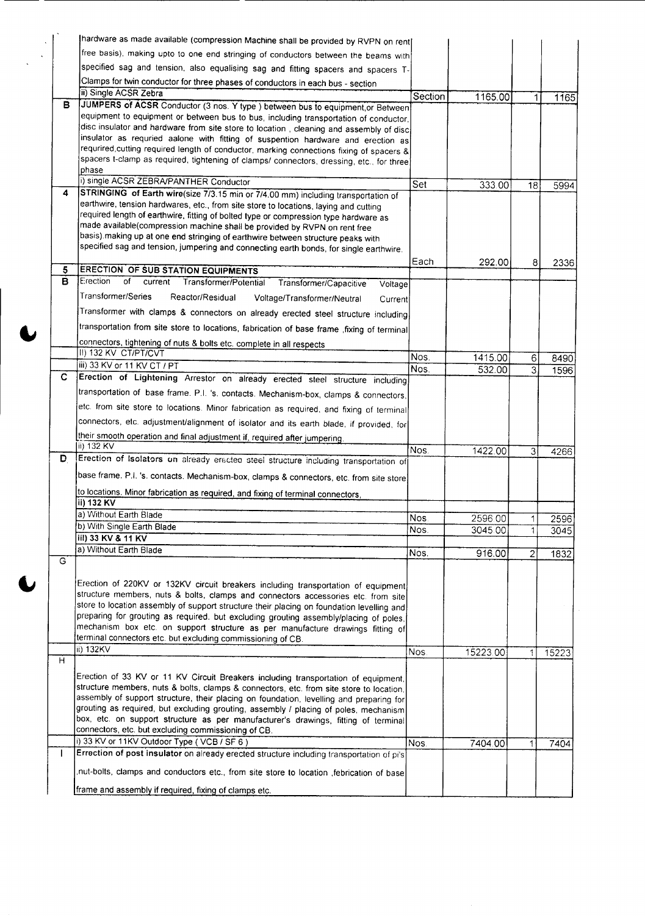|  |  |  |  |  |  |
|---|---|---|---|---|---|
|  | hardware as made available (compression Machine shall be provided by RVPN on rent free basis), making upto to one end stringing of conductors between the beams with specified sag and tension, also equalising sag and fitting spacers and spacers T-Clamps for twin conductor for three phases of conductors in each bus - section |  |  |  |  |
|  | ii) Single ACSR Zebra | Section | 1165.00 | 1 | 1165 |
| B | **JUMPERS of ACSR** Conductor (3 nos. Y type ) between bus to equipment,or Between equipment to equipment or between bus to bus, including transportation of conductor, disc insulator and hardware from site store to location , cleaning and assembly of disc insulator as requried aalone with fitting of suspention hardware and erection as requrired,cutting required length of conductor, marking connections fixing of spacers & spacers t-clamp as required, tightening of clamps/ connectors, dressing, etc., for three phase |  |  |  |  |
|  | i) single ACSR ZEBRA/PANTHER Conductor | Set | 333.00 | 18 | 5994 |
| 4 | **STRINGING of Earth wire**(size 7/3.15 min or 7/4.00 mm) including transportation of earthwire, tension hardwares, etc., from site store to locations, laying and cutting required length of earthwire, fitting of bolted type or compression type hardware as made available(compression machine shall be provided by RVPN on rent free basis),making up at one end stringing of earthwire between structure peaks with specified sag and tension, jumpering and connecting earth bonds, for single earthwire. | Each | 292.00 | 8 | 2336 |
| 5 | **ERECTION OF SUB STATION EQUIPMENTS** |  |  |  |  |
| B | Erection of current Transformer/Potential Transformer/Capacitive Voltage Transformer/Series Reactor/Residual Voltage/Transformer/Neutral Current Transformer with clamps & connectors on already erected steel structure including transportation from site store to locations, fabrication of base frame ,fixing of terminal connectors, tightening of nuts & bolts etc. complete in all respects |  |  |  |  |
|  | II) 132 KV CT/PT/CVT | Nos. | 1415.00 | 6 | 8490 |
|  | iii) 33 KV or 11 KV CT / PT | Nos. | 532.00 | 3 | 1596 |
| C | **Erection of Lightening** Arrestor on already erected steel structure including transportation of base frame. P.I. 's. contacts. Mechanism-box, clamps & connectors, etc. from site store to locations. Minor fabrication as required, and fixing of terminal connectors, etc. adjustment/alignment of isolator and its earth blade, if provided, for their smooth operation and final adjustment if, required after jumpering. |  |  |  |  |
|  | ii) 132 KV | Nos. | 1422.00 | 3 | 4266 |
| D | **Erection of Isolators** on already erected steel structure including transportation of base frame. P.I. 's. contacts. Mechanism-box, clamps & connectors, etc. from site store to locations. Minor fabrication as required, and fixing of terminal connectors, |  |  |  |  |
|  | **ii) 132 KV** |  |  |  |  |
|  | a) Without Earth Blade | Nos. | 2596.00 | 1 | 2596 |
|  | b) With Single Earth Blade | Nos. | 3045.00 | 1 | 3045 |
|  | **iii) 33 KV & 11 KV** |  |  |  |  |
|  | a) Without Earth Blade | Nos. | 916.00 | 2 | 1832 |
| G | Erection of 220KV or 132KV circuit breakers including transportation of equipment structure members, nuts & bolts, clamps and connectors accessories etc. from site store to location assembly of support structure their placing on foundation levelling and preparing for grouting as required. but excluding grouting assembly/placing of poles, mechanism box etc. on support structure as per manufacture drawings fitting of terminal connectors etc. but excluding commissioning of CB. |  |  |  |  |
|  | ii) 132KV | Nos. | 15223.00 | 1 | 15223 |
| H | Erection of 33 KV or 11 KV Circuit Breakers including transportation of equipment, structure members, nuts & bolts, clamps & connectors, etc. from site store to location, assembly of support structure, their placing on foundation, levelling and preparing for grouting as required, but excluding grouting, assembly / placing of poles, mechanism box, etc. on support structure as per manufacturer's drawings, fitting of terminal connectors, etc. but excluding commissioning of CB. |  |  |  |  |
|  | i) 33 KV or 11KV Outdoor Type ( VCB / SF 6 ) | Nos. | 7404.00 | 1 | 7404 |
| I | **Errection of post insulator** on already erected structure including transportation of pi's ,nut-bolts, clamps and conductors etc., from site store to location ,febrication of base frame and assembly if required, fixing of clamps etc. |  |  |  |  |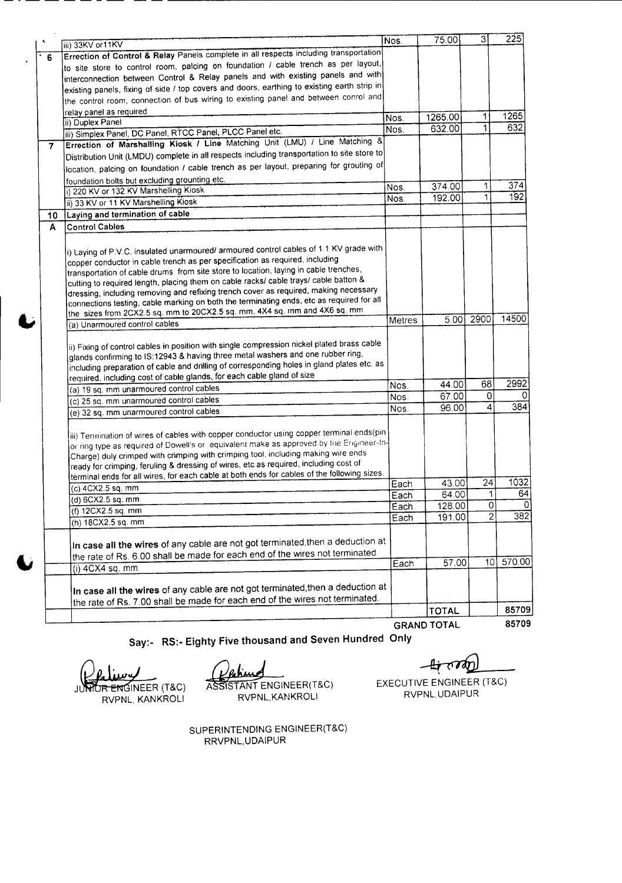| | | | | | |
|---|---|---|---|---|---|
| | iii) 33KV or11KV | Nos. | 75.00 | 3 | 225 |
| 6 | **Errection of Control & Relay** Panels complete in all respects including transportation to site store to control room, palcing on foundation / cable trench as per layout, interconnection between Control & Relay panels and with existing panels and with existing panels, fixing of side / top covers and doors, earthing to existing earth strip in the control room, connection of bus wiring to existing panel and between conrol and relay panel as required | | | | |
| | ii) Duplex Panel | Nos. | 1265.00 | 1 | 1265 |
| | iii) Simplex Panel, DC Panel, RTCC Panel, PLCC Panel etc. | Nos. | 632.00 | 1 | 632 |
| 7 | **Errection of Marshalling Kiosk / Line** Matching Unit (LMU) / Line Matching & Distribution Unit (LMDU) complete in all respects including transportation to site store to location, palcing on foundation / cable trench as per layout, preparing for grouting of foundation bolts but excluding grounting etc. | | | | |
| | i) 220 KV or 132 KV Marshelling Kiosk | Nos. | 374.00 | 1 | 374 |
| | ii) 33 KV or 11 KV Marshelling Kiosk | Nos | 192.00 | 1 | 192 |
| 10 | **Laying and termination of cable** | | | | |
| A | **Control Cables** | | | | |
| | i) Laying of P.V.C. insulated unarmoured/ armoured control cables of 1.1 KV grade with copper conductor in cable trench as per specification as required, including transportation of cable drums from site store to location, laying in cable trenches, cutting to required length, placing them on cable racks/ cable trays/ cable batton & dressing, including removing and refixing trench cover as required, making necessary connections testing, cable marking on both the terminating ends, etc as required for all the sizes from 2CX2.5 sq. mm to 20CX2.5 sq. mm, 4X4 sq. mm and 4X6 sq. mm | | | | |
| | (a) Unarmoured control cables | Metres | 5.00 | 2900 | 14500 |
| | ii) Fixing of control cables in position with single compression nickel plated brass cable glands confirming to IS:12943 & having three metal washers and one rubber ring, including preparation of cable and drilling of corresponding holes in gland plates etc. as required, including cost of cable glands, for each cable gland of size | | | | |
| | (a) 19 sq. mm unarmoured control cables | Nos. | 44.00 | 68 | 2992 |
| | (c) 25 sq. mm unarmoured control cables | Nos. | 67.00 | 0 | 0 |
| | (e) 32 sq. mm unarmoured control cables | Nos. | 96.00 | 4 | 384 |
| | iii) Termination of wires of cables with copper conductor using copper terminal ends(pin or ring type as required of Dowell's or equivalent make as approved by the Engineer-In-Charge) duly crimped with crimping with crimping tool, including making wire ends ready for crimping, feruling & dressing of wires, etc as required, including cost of terminal ends for all wires, for each cable at both ends for cables of the following sizes. | | | | |
| | (c) 4CX2.5 sq. mm | Each | 43.00 | 24 | 1032 |
| | (d) 6CX2.5 sq. mm | Each | 64.00 | 1 | 64 |
| | (f) 12CX2.5 sq. mm | Each | 128.00 | 0 | 0 |
| | (h) 18CX2.5 sq. mm | Each | 191.00 | 2 | 382 |
| | **In case all the wires** of any cable are not got terminated,then a deduction at the rate of Rs. 6.00 shall be made for each end of the wires not terminated | | | | |
| | (i) 4CX4 sq. mm | Each | 57.00 | 10 | 570.00 |
| | **In case all the wires** of any cable are not got terminated,then a deduction at the rate of Rs. 7.00 shall be made for each end of the wires not terminated. | | | | |
| | | | TOTAL | | 85709 |
| | | | GRAND TOTAL | | 85709 |

**Say:- RS:- Eighty Five thousand and Seven Hundred Only**

JUNIOR ENGINEER (T&C)
RVPNL, KANKROLI

ASSISTANT ENGINEER(T&C)
RVPNL,KANKROLI

EXECUTIVE ENGINEER (T&C)
RVPNL,UDAIPUR

SUPERINTENDING ENGINEER(T&C)
RRVPNL,UDAIPUR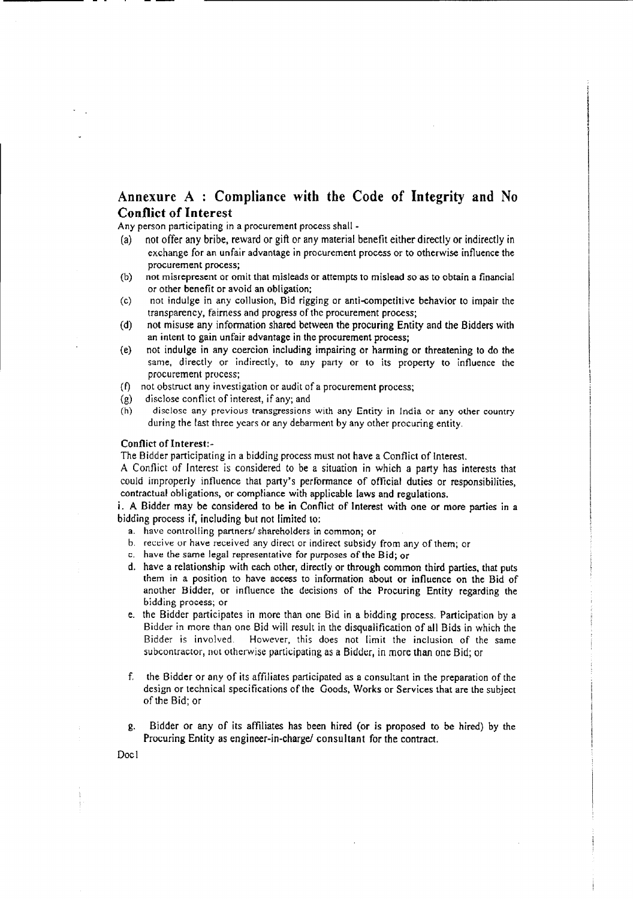## Annexure A : Compliance with the Code of Integrity and No Conflict of Interest

Any person participating in a procurement process shall -

(a) not offer any bribe, reward or gift or any material benefit either directly or indirectly in exchange for an unfair advantage in procurement process or to otherwise influence the procurement process;

(b) not misrepresent or omit that misleads or attempts to mislead so as to obtain a financial or other benefit or avoid an obligation;

(c) not indulge in any collusion, Bid rigging or anti-competitive behavior to impair the transparency, fairness and progress of the procurement process;

(d) not misuse any information shared between the procuring Entity and the Bidders with an intent to gain unfair advantage in the procurement process;

(e) not indulge in any coercion including impairing or harming or threatening to do the same, directly or indirectly, to any party or to its property to influence the procurement process;

(f) not obstruct any investigation or audit of a procurement process;

(g) disclose conflict of interest, if any; and

(h) disclose any previous transgressions with any Entity in India or any other country during the last three years or any debarment by any other procuring entity.

**Conflict of Interest:-**

The Bidder participating in a bidding process must not have a Conflict of Interest.

A Conflict of Interest is considered to be a situation in which a party has interests that could improperly influence that party's performance of official duties or responsibilities, contractual obligations, or compliance with applicable laws and regulations.

i. A Bidder may be considered to be in Conflict of Interest with one or more parties in a bidding process if, including but not limited to:

a. have controlling partners/ shareholders in common; or

b. receive or have received any direct or indirect subsidy from any of them; or

c. have the same legal representative for purposes of the Bid; or

d. have a relationship with each other, directly or through common third parties, that puts them in a position to have access to information about or influence on the Bid of another Bidder, or influence the decisions of the Procuring Entity regarding the bidding process; or

e. the Bidder participates in more than one Bid in a bidding process. Participation by a Bidder in more than one Bid will result in the disqualification of all Bids in which the Bidder is involved. However, this does not limit the inclusion of the same subcontractor, not otherwise participating as a Bidder, in more than one Bid; or

f. the Bidder or any of its affiliates participated as a consultant in the preparation of the design or technical specifications of the Goods, Works or Services that are the subject of the Bid; or

g. Bidder or any of its affiliates has been hired (or is proposed to be hired) by the Procuring Entity as engineer-in-charge/ consultant for the contract.

Doc1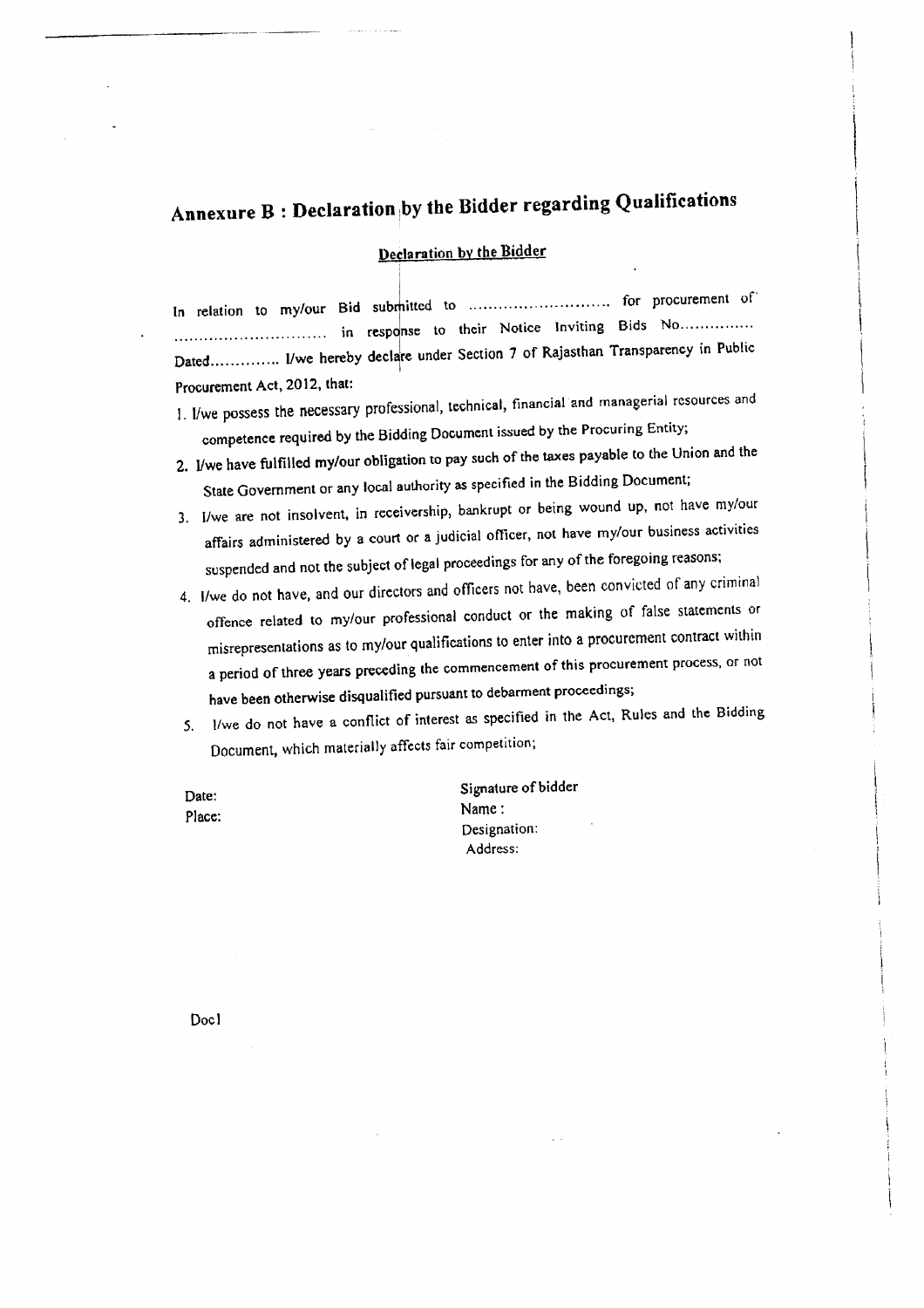# Annexure B : Declaration by the Bidder regarding Qualifications

## Declaration by the Bidder

In relation to my/our Bid submitted to ............................ for procurement of .............................. in response to their Notice Inviting Bids No............... Dated.............. I/we hereby declare under Section 7 of Rajasthan Transparency in Public Procurement Act, 2012, that:

1. I/we possess the necessary professional, technical, financial and managerial resources and competence required by the Bidding Document issued by the Procuring Entity;
2. I/we have fulfilled my/our obligation to pay such of the taxes payable to the Union and the State Government or any local authority as specified in the Bidding Document;
3. I/we are not insolvent, in receivership, bankrupt or being wound up, not have my/our affairs administered by a court or a judicial officer, not have my/our business activities suspended and not the subject of legal proceedings for any of the foregoing reasons;
4. I/we do not have, and our directors and officers not have, been convicted of any criminal offence related to my/our professional conduct or the making of false statements or misrepresentations as to my/our qualifications to enter into a procurement contract within a period of three years preceding the commencement of this procurement process, or not have been otherwise disqualified pursuant to debarment proceedings;
5. I/we do not have a conflict of interest as specified in the Act, Rules and the Bidding Document, which materially affects fair competition;

Date:
Place:

Signature of bidder
Name :
Designation:
Address:

Doc1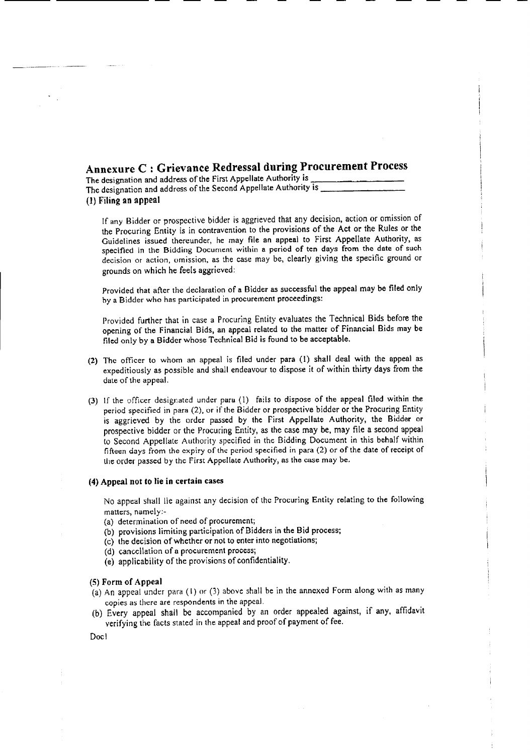## Annexure C : Grievance Redressal during Procurement Process

The designation and address of the First Appellate Authority is ____________

The designation and address of the Second Appellate Authority is ____________

### (1) Filing an appeal

If any Bidder or prospective bidder is aggrieved that any decision, action or omission of the Procuring Entity is in contravention to the provisions of the Act or the Rules or the Guidelines issued thereunder, he may file an appeal to First Appellate Authority, as specified in the Bidding Document within a period of ten days from the date of such decision or action, omission, as the case may be, clearly giving the specific ground or grounds on which he feels aggrieved:

Provided that after the declaration of a Bidder as successful the appeal may be filed only by a Bidder who has participated in procurement proceedings:

Provided further that in case a Procuring Entity evaluates the Technical Bids before the opening of the Financial Bids, an appeal related to the matter of Financial Bids may be filed only by a Bidder whose Technical Bid is found to be acceptable.

**(2)** The officer to whom an appeal is filed under para (1) shall deal with the appeal as expeditiously as possible and shall endeavour to dispose it of within thirty days from the date of the appeal.

**(3)** If the officer designated under para (1) fails to dispose of the appeal filed within the period specified in para (2), or if the Bidder or prospective bidder or the Procuring Entity is aggrieved by the order passed by the First Appellate Authority, the Bidder or prospective bidder or the Procuring Entity, as the case may be, may file a second appeal to Second Appellate Authority specified in the Bidding Document in this behalf within fifteen days from the expiry of the period specified in para (2) or of the date of receipt of the order passed by the First Appellate Authority, as the case may be.

### (4) Appeal not to lie in certain cases

No appeal shall lie against any decision of the Procuring Entity relating to the following matters, namely:-

(a) determination of need of procurement;
(b) provisions limiting participation of Bidders in the Bid process;
(c) the decision of whether or not to enter into negotiations;
(d) cancellation of a procurement process;
(e) applicability of the provisions of confidentiality.

### (5) Form of Appeal

(a) An appeal under para (1) or (3) above shall be in the annexed Form along with as many copies as there are respondents in the appeal.

(b) Every appeal shall be accompanied by an order appealed against, if any, affidavit verifying the facts stated in the appeal and proof of payment of fee.

Doc1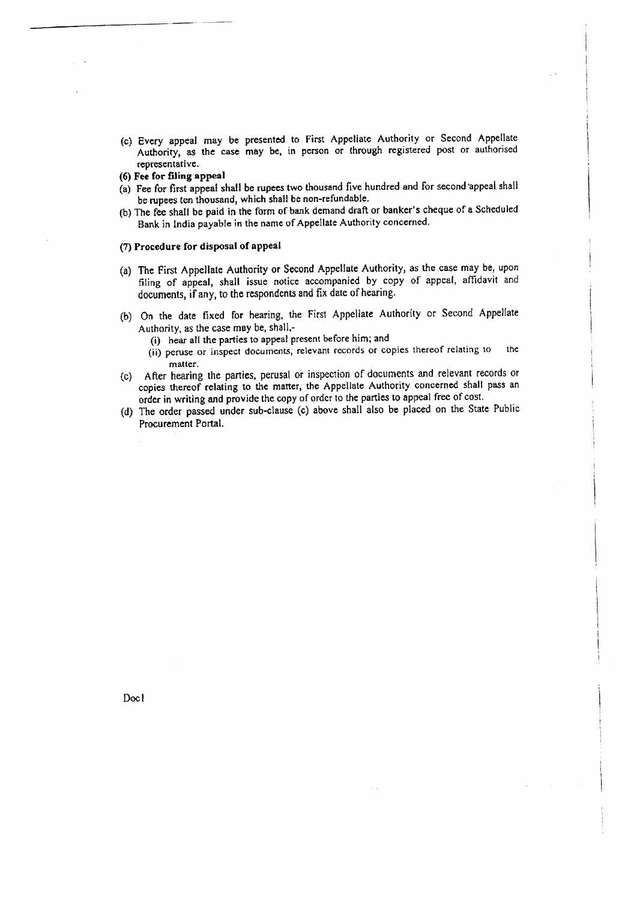(c) Every appeal may be presented to First Appellate Authority or Second Appellate Authority, as the case may be, in person or through registered post or authorised representative.

**(6) Fee for filing appeal**

(a) Fee for first appeal shall be rupees two thousand five hundred and for second appeal shall be rupees ten thousand, which shall be non-refundable.

(b) The fee shall be paid in the form of bank demand draft or banker's cheque of a Scheduled Bank in India payable in the name of Appellate Authority concerned.

**(7) Procedure for disposal of appeal**

(a) The First Appellate Authority or Second Appellate Authority, as the case may be, upon filing of appeal, shall issue notice accompanied by copy of appeal, affidavit and documents, if any, to the respondents and fix date of hearing.

(b) On the date fixed for hearing, the First Appellate Authority or Second Appellate Authority, as the case may be, shall,-

   (i) hear all the parties to appeal present before him; and

   (ii) peruse or inspect documents, relevant records or copies thereof relating to the matter.

(c) After hearing the parties, perusal or inspection of documents and relevant records or copies thereof relating to the matter, the Appellate Authority concerned shall pass an order in writing and provide the copy of order to the parties to appeal free of cost.

(d) The order passed under sub-clause (c) above shall also be placed on the State Public Procurement Portal.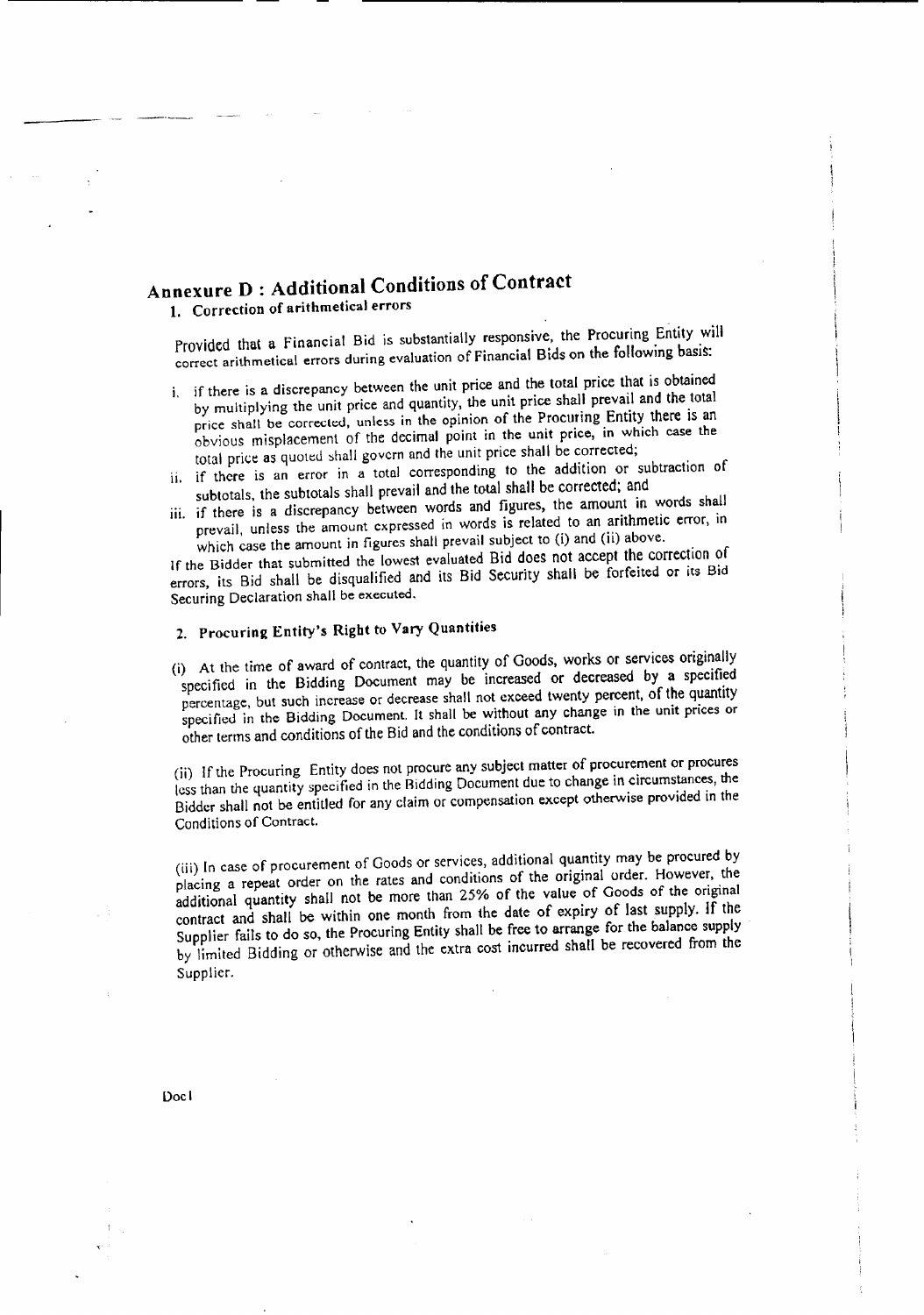# Annexure D : Additional Conditions of Contract

## 1. Correction of arithmetical errors

Provided that a Financial Bid is substantially responsive, the Procuring Entity will correct arithmetical errors during evaluation of Financial Bids on the following basis:

i. if there is a discrepancy between the unit price and the total price that is obtained by multiplying the unit price and quantity, the unit price shall prevail and the total price shall be corrected, unless in the opinion of the Procuring Entity there is an obvious misplacement of the decimal point in the unit price, in which case the total price as quoted shall govern and the unit price shall be corrected;

ii. if there is an error in a total corresponding to the addition or subtraction of subtotals, the subtotals shall prevail and the total shall be corrected; and

iii. if there is a discrepancy between words and figures, the amount in words shall prevail, unless the amount expressed in words is related to an arithmetic error, in which case the amount in figures shall prevail subject to (i) and (ii) above.

If the Bidder that submitted the lowest evaluated Bid does not accept the correction of errors, its Bid shall be disqualified and its Bid Security shall be forfeited or its Bid Securing Declaration shall be executed.

## 2. Procuring Entity's Right to Vary Quantities

(i) At the time of award of contract, the quantity of Goods, works or services originally specified in the Bidding Document may be increased or decreased by a specified percentage, but such increase or decrease shall not exceed twenty percent, of the quantity specified in the Bidding Document. It shall be without any change in the unit prices or other terms and conditions of the Bid and the conditions of contract.

(ii) If the Procuring Entity does not procure any subject matter of procurement or procures less than the quantity specified in the Bidding Document due to change in circumstances, the Bidder shall not be entitled for any claim or compensation except otherwise provided in the Conditions of Contract.

(iii) In case of procurement of Goods or services, additional quantity may be procured by placing a repeat order on the rates and conditions of the original order. However, the additional quantity shall not be more than 25% of the value of Goods of the original contract and shall be within one month from the date of expiry of last supply. If the Supplier fails to do so, the Procuring Entity shall be free to arrange for the balance supply by limited Bidding or otherwise and the extra cost incurred shall be recovered from the Supplier.

Doc1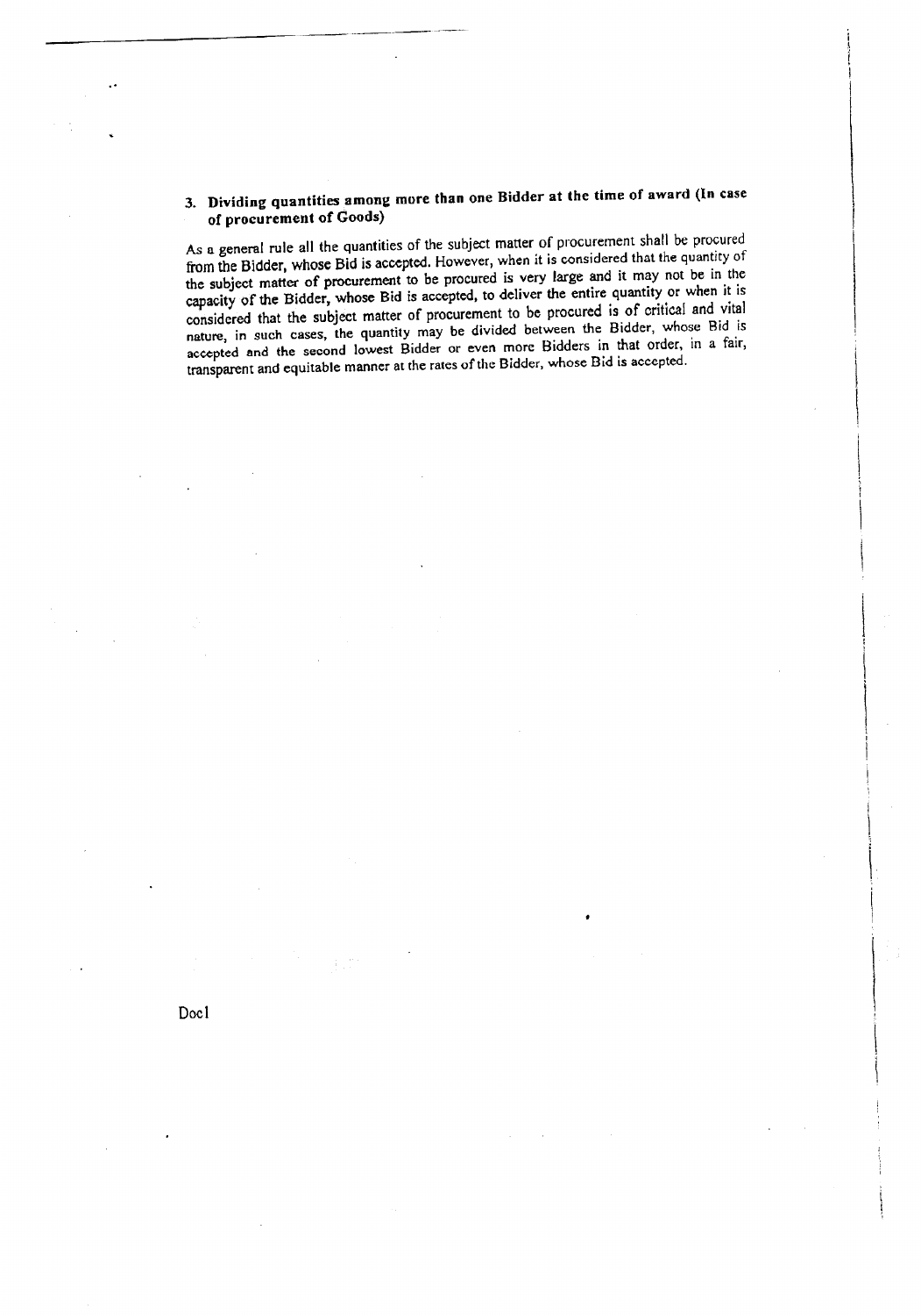### 3. Dividing quantities among more than one Bidder at the time of award (In case of procurement of Goods)

As a general rule all the quantities of the subject matter of procurement shall be procured from the Bidder, whose Bid is accepted. However, when it is considered that the quantity of the subject matter of procurement to be procured is very large and it may not be in the capacity of the Bidder, whose Bid is accepted, to deliver the entire quantity or when it is considered that the subject matter of procurement to be procured is of critical and vital nature, in such cases, the quantity may be divided between the Bidder, whose Bid is accepted and the second lowest Bidder or even more Bidders in that order, in a fair, transparent and equitable manner at the rates of the Bidder, whose Bid is accepted.

Doc1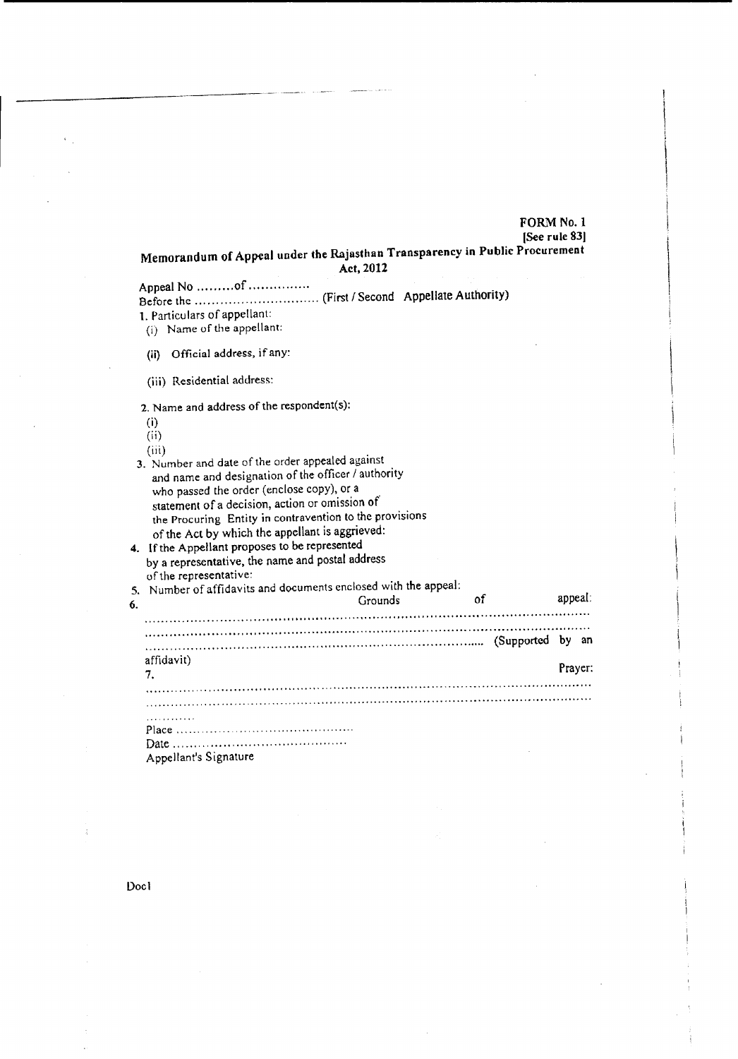FORM No. 1
[See rule 83]

# Memorandum of Appeal under the Rajasthan Transparency in Public Procurement Act, 2012

Appeal No .........of ...............
Before the .............................. (First / Second Appellate Authority)

1. Particulars of appellant:
   (i) Name of the appellant:

   (ii) Official address, if any:

   (iii) Residential address:

2. Name and address of the respondent(s):
   (i)
   (ii)
   (iii)

3. Number and date of the order appealed against and name and designation of the officer / authority who passed the order (enclose copy), or a statement of a decision, action or omission of the Procuring Entity in contravention to the provisions of the Act by which the appellant is aggrieved:

4. If the Appellant proposes to be represented by a representative, the name and postal address of the representative:

5. Number of affidavits and documents enclosed with the appeal:

6. Grounds of appeal:
   ..........................................................................................................
   ..........................................................................................................
   ...................................................................................... (Supported by an affidavit)

7. Prayer:
   ..........................................................................................................
   ..........................................................................................................
   ............

Place ..........................................
Date ..........................................
Appellant's Signature

Doc1